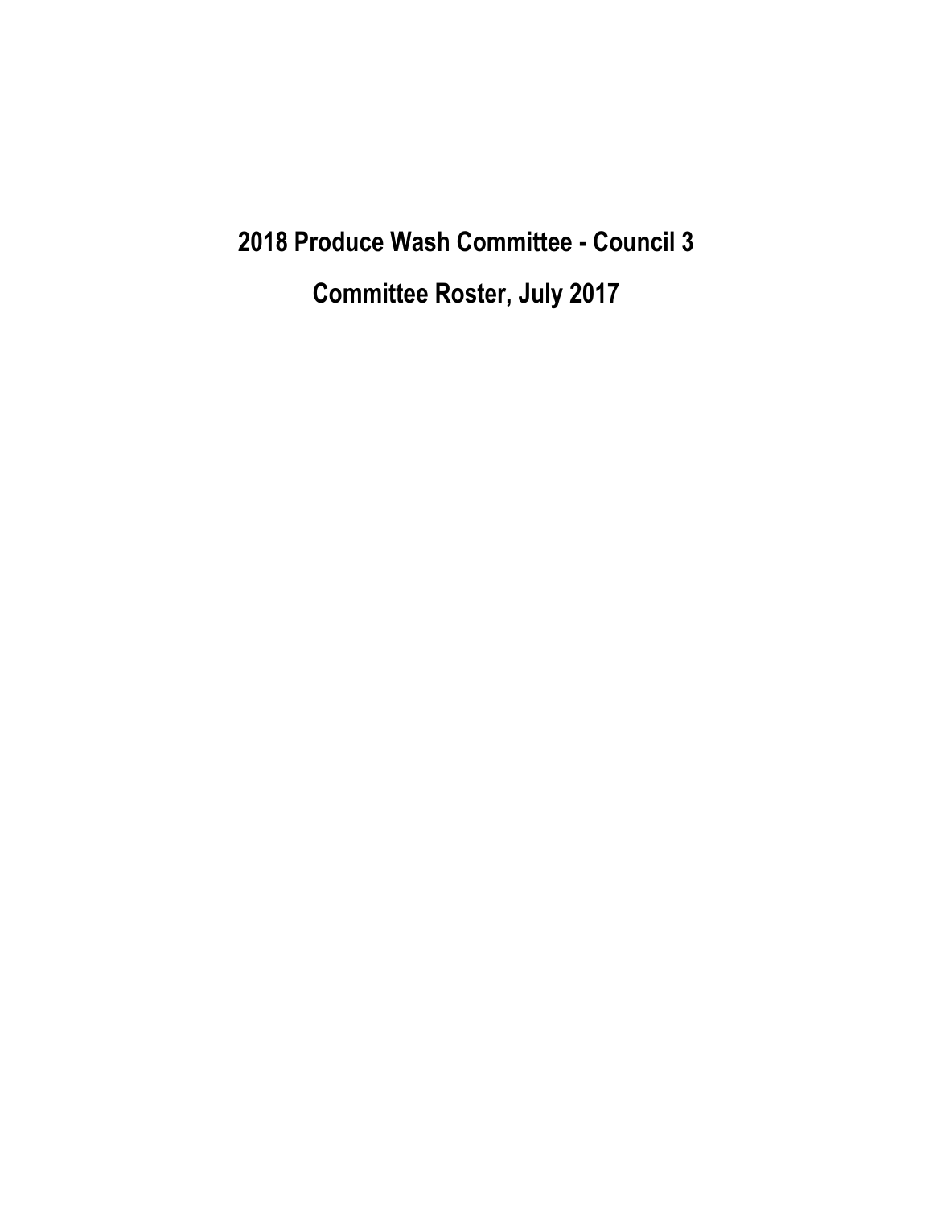# 2018 Produce Wash Committee - Council 3

## Committee Roster, July 2017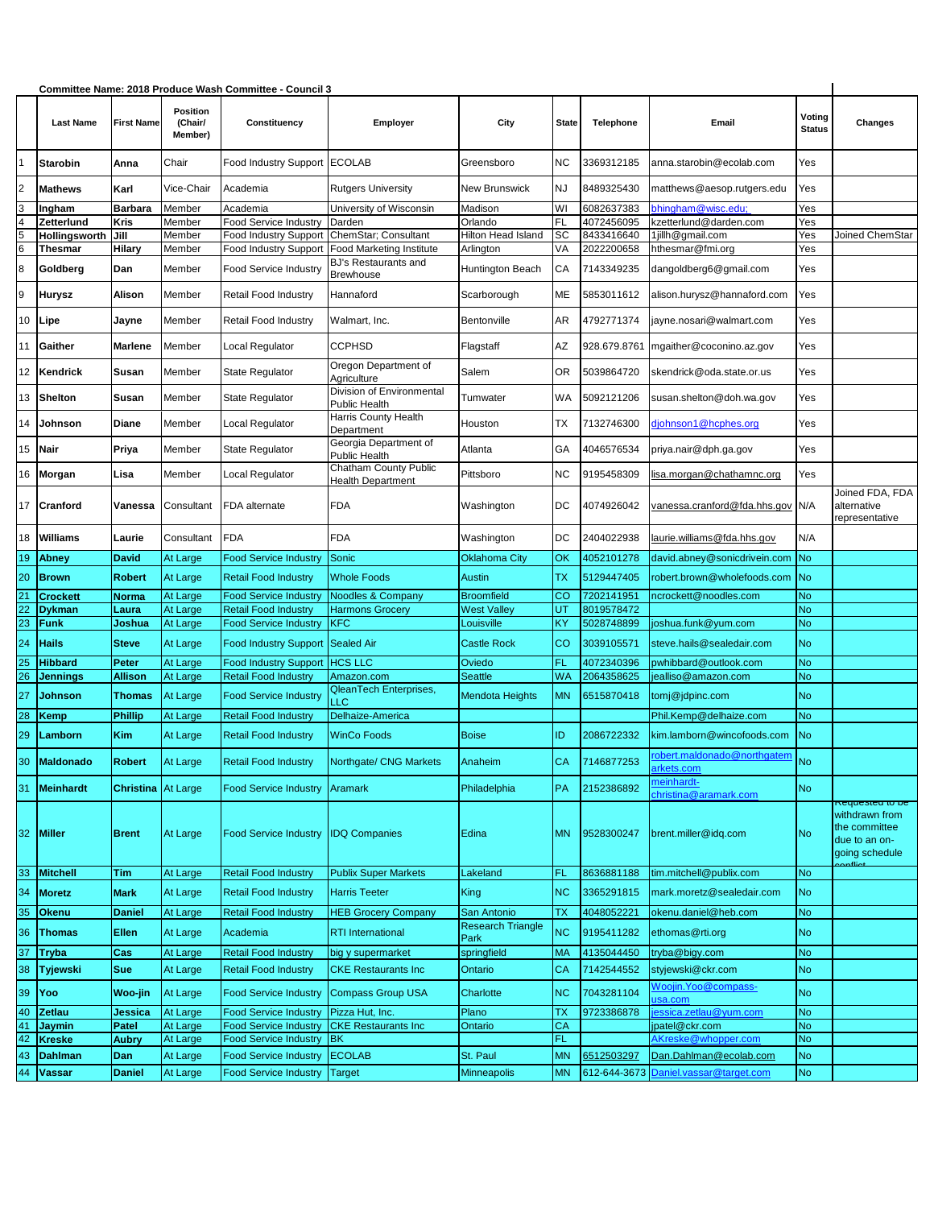**Committee Name: 2018 Produce Wash Committee - Council 3**

| | Last Name | First Name | Position (Chair/ Member) | Constituency | Employer | City | State | Telephone | Email | Voting Status | Changes |
|---|---|---|---|---|---|---|---|---|---|---|---|
| 1 | **Starobin** | **Anna** | Chair | Food Industry Support | ECOLAB | Greensboro | NC | 3369312185 | anna.starobin@ecolab.com | Yes | |
| 2 | **Mathews** | **Karl** | Vice-Chair | Academia | Rutgers University | New Brunswick | NJ | 8489325430 | matthews@aesop.rutgers.edu | Yes | |
| 3 | **Ingham** | **Barbara** | Member | Academia | University of Wisconsin | Madison | WI | 6082637383 | bhingham@wisc.edu; | Yes | |
| 4 | **Zetterlund** | **Kris** | Member | Food Service Industry | Darden | Orlando | FL | 4072456095 | kzetterlund@darden.com | Yes | |
| 5 | **Hollingsworth** | **Jill** | Member | Food Industry Support | ChemStar; Consultant | Hilton Head Island | SC | 8433416640 | 1jillh@gmail.com | Yes | Joined ChemStar |
| 6 | **Thesmar** | **Hilary** | Member | Food Industry Support | Food Marketing Institute | Arlington | VA | 2022200658 | hthesmar@fmi.org | Yes | |
| 8 | **Goldberg** | **Dan** | Member | Food Service Industry | BJ's Restaurants and Brewhouse | Huntington Beach | CA | 7143349235 | dangoldberg6@gmail.com | Yes | |
| 9 | **Hurysz** | **Alison** | Member | Retail Food Industry | Hannaford | Scarborough | ME | 5853011612 | alison.hurysz@hannaford.com | Yes | |
| 10 | **Lipe** | **Jayne** | Member | Retail Food Industry | Walmart, Inc. | Bentonville | AR | 4792771374 | jayne.nosari@walmart.com | Yes | |
| 11 | **Gaither** | **Marlene** | Member | Local Regulator | CCPHSD | Flagstaff | AZ | 928.679.8761 | mgaither@coconino.az.gov | Yes | |
| 12 | **Kendrick** | **Susan** | Member | State Regulator | Oregon Department of Agriculture | Salem | OR | 5039864720 | skendrick@oda.state.or.us | Yes | |
| 13 | **Shelton** | **Susan** | Member | State Regulator | Division of Environmental Public Health | Tumwater | WA | 5092121206 | susan.shelton@doh.wa.gov | Yes | |
| 14 | **Johnson** | **Diane** | Member | Local Regulator | Harris County Health Department | Houston | TX | 7132746300 | djohnson1@hcphes.org | Yes | |
| 15 | **Nair** | **Priya** | Member | State Regulator | Georgia Department of Public Health | Atlanta | GA | 4046576534 | priya.nair@dph.ga.gov | Yes | |
| 16 | **Morgan** | **Lisa** | Member | Local Regulator | Chatham County Public Health Department | Pittsboro | NC | 9195458309 | lisa.morgan@chathamnc.org | Yes | |
| 17 | **Cranford** | **Vanessa** | Consultant | FDA alternate | FDA | Washington | DC | 4074926042 | vanessa.cranford@fda.hhs.gov | N/A | Joined FDA, FDA alternative representative |
| 18 | **Williams** | **Laurie** | Consultant | FDA | FDA | Washington | DC | 2404022938 | laurie.williams@fda.hhs.gov | N/A | |
| 19 | **Abney** | **David** | At Large | Food Service Industry | Sonic | Oklahoma City | OK | 4052101278 | david.abney@sonicdrivein.com | No | |
| 20 | **Brown** | **Robert** | At Large | Retail Food Industry | Whole Foods | Austin | TX | 5129447405 | robert.brown@wholefoods.com | No | |
| 21 | **Crockett** | **Norma** | At Large | Food Service Industry | Noodles & Company | Broomfield | CO | 7202141951 | ncrockett@noodles.com | No | |
| 22 | **Dykman** | **Laura** | At Large | Retail Food Industry | Harmons Grocery | West Valley | UT | 8019578472 | | No | |
| 23 | **Funk** | **Joshua** | At Large | Food Service Industry | KFC | Louisville | KY | 5028748899 | joshua.funk@yum.com | No | |
| 24 | **Hails** | **Steve** | At Large | Food Industry Support | Sealed Air | Castle Rock | CO | 3039105571 | steve.hails@sealedair.com | No | |
| 25 | **Hibbard** | **Peter** | At Large | Food Industry Support | HCS LLC | Oviedo | FL | 4072340396 | pwhibbard@outlook.com | No | |
| 26 | **Jennings** | **Allison** | At Large | Retail Food Industry | Amazon.com | Seattle | WA | 2064358625 | jealliso@amazon.com | No | |
| 27 | **Johnson** | **Thomas** | At Large | Food Service Industry | QleanTech Enterprises, LLC | Mendota Heights | MN | 6515870418 | tomj@jdpinc.com | No | |
| 28 | **Kemp** | **Phillip** | At Large | Retail Food Industry | Delhaize-America | | | | Phil.Kemp@delhaize.com | No | |
| 29 | **Lamborn** | **Kim** | At Large | Retail Food Industry | WinCo Foods | Boise | ID | 2086722332 | kim.lamborn@wincofoods.com | No | |
| 30 | **Maldonado** | **Robert** | At Large | Retail Food Industry | Northgate/ CNG Markets | Anaheim | CA | 7146877253 | robert.maldonado@northgatemarkets.com | No | |
| 31 | **Meinhardt** | **Christina** | At Large | Food Service Industry | Aramark | Philadelphia | PA | 2152386892 | meinhardt-christina@aramark.com | No | |
| 32 | **Miller** | **Brent** | At Large | Food Service Industry | IDQ Companies | Edina | MN | 9528300247 | brent.miller@idq.com | No | Requested to be withdrawn from the committee due to an on-going schedule conflict |
| 33 | **Mitchell** | **Tim** | At Large | Retail Food Industry | Publix Super Markets | Lakeland | FL | 8636881188 | tim.mitchell@publix.com | No | |
| 34 | **Moretz** | **Mark** | At Large | Retail Food Industry | Harris Teeter | King | NC | 3365291815 | mark.moretz@sealedair.com | No | |
| 35 | **Okenu** | **Daniel** | At Large | Retail Food Industry | HEB Grocery Company | San Antonio | TX | 4048052221 | okenu.daniel@heb.com | No | |
| 36 | **Thomas** | **Ellen** | At Large | Academia | RTI International | Research Triangle Park | NC | 9195411282 | ethomas@rti.org | No | |
| 37 | **Tryba** | **Cas** | At Large | Retail Food Industry | big y supermarket | springfield | MA | 4135044450 | tryba@bigy.com | No | |
| 38 | **Tyjewski** | **Sue** | At Large | Retail Food Industry | CKE Restaurants Inc | Ontario | CA | 7142544552 | styjewski@ckr.com | No | |
| 39 | **Yoo** | **Woo-jin** | At Large | Food Service Industry | Compass Group USA | Charlotte | NC | 7043281104 | Woojin.Yoo@compass-usa.com | No | |
| 40 | **Zetlau** | **Jessica** | At Large | Food Service Industry | Pizza Hut, Inc. | Plano | TX | 9723386878 | jessica.zetlau@yum.com | No | |
| 41 | **Jaymin** | **Patel** | At Large | Food Service Industry | CKE Restaurants Inc | Ontario | CA | | jpatel@ckr.com | No | |
| 42 | **Kreske** | **Aubry** | At Large | Food Service Industry | BK | | FL | | AKreske@whopper.com | No | |
| 43 | **Dahlman** | **Dan** | At Large | Food Service Industry | ECOLAB | St. Paul | MN | 6512503297 | Dan.Dahlman@ecolab.com | No | |
| 44 | **Vassar** | **Daniel** | At Large | Food Service Industry | Target | Minneapolis | MN | 612-644-3673 | Daniel.vassar@target.com | No | |